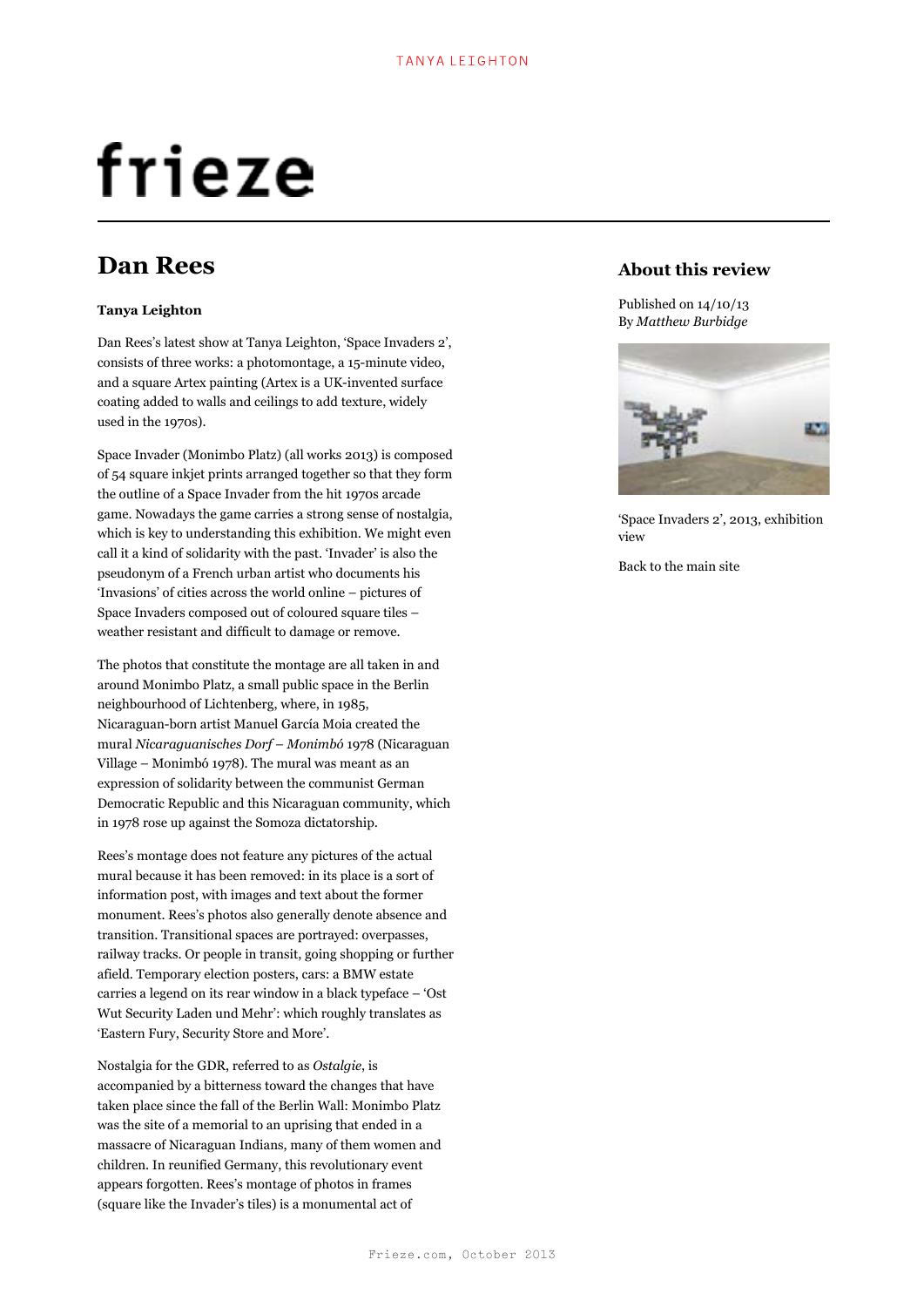# frieze

## Dan Rees

**Tanya Leighton**

Dan Rees's latest show at Tanya Leighton, 'Space Invaders 2', consists of three works: a photomontage, a 15-minute video, and a square Artex painting (Artex is a UK-invented surface coating added to walls and ceilings to add texture, widely used in the 1970s).

Space Invader (Monimbo Platz) (all works 2013) is composed of 54 square inkjet prints arranged together so that they form the outline of a Space Invader from the hit 1970s arcade game. Nowadays the game carries a strong sense of nostalgia, which is key to understanding this exhibition. We might even call it a kind of solidarity with the past. 'Invader' is also the pseudonym of a French urban artist who documents his 'Invasions' of cities across the world online – pictures of Space Invaders composed out of coloured square tiles – weather resistant and difficult to damage or remove.

The photos that constitute the montage are all taken in and around Monimbo Platz, a small public space in the Berlin neighbourhood of Lichtenberg, where, in 1985, Nicaraguan-born artist Manuel García Moia created the mural *Nicaraguanisches Dorf – Monimbó* 1978 (Nicaraguan Village – Monimbó 1978). The mural was meant as an expression of solidarity between the communist German Democratic Republic and this Nicaraguan community, which in 1978 rose up against the Somoza dictatorship.

Rees's montage does not feature any pictures of the actual mural because it has been removed: in its place is a sort of information post, with images and text about the former monument. Rees's photos also generally denote absence and transition. Transitional spaces are portrayed: overpasses, railway tracks. Or people in transit, going shopping or further afield. Temporary election posters, cars: a BMW estate carries a legend on its rear window in a black typeface – 'Ost Wut Security Laden und Mehr': which roughly translates as 'Eastern Fury, Security Store and More'.

Nostalgia for the GDR, referred to as *Ostalgie*, is accompanied by a bitterness toward the changes that have taken place since the fall of the Berlin Wall: Monimbo Platz was the site of a memorial to an uprising that ended in a massacre of Nicaraguan Indians, many of them women and children. In reunified Germany, this revolutionary event appears forgotten. Rees's montage of photos in frames (square like the Invader's tiles) is a monumental act of

### About this review

Published on 14/10/13
By *Matthew Burbidge*

'Space Invaders 2', 2013, exhibition view

Back to the main site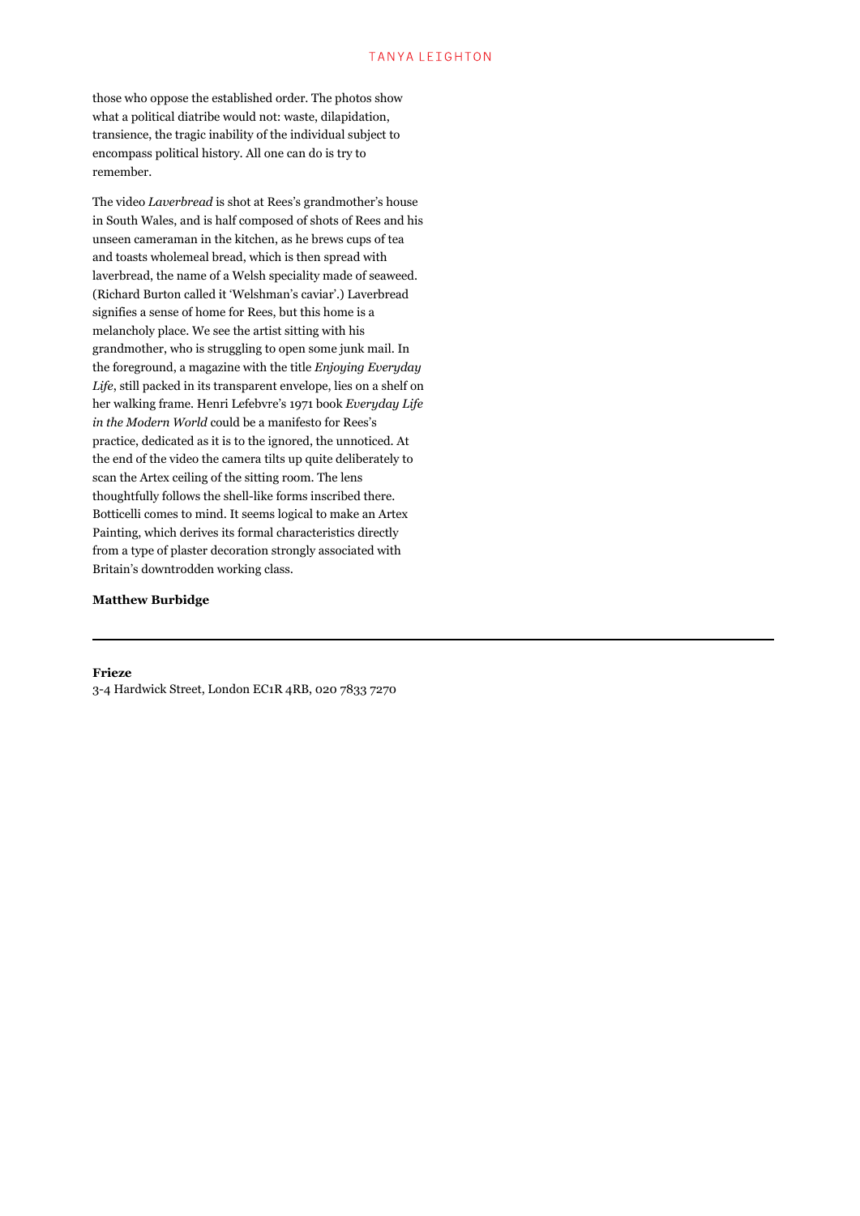those who oppose the established order. The photos show what a political diatribe would not: waste, dilapidation, transience, the tragic inability of the individual subject to encompass political history. All one can do is try to remember.

The video *Laverbread* is shot at Rees's grandmother's house in South Wales, and is half composed of shots of Rees and his unseen cameraman in the kitchen, as he brews cups of tea and toasts wholemeal bread, which is then spread with laverbread, the name of a Welsh speciality made of seaweed. (Richard Burton called it 'Welshman's caviar'.) Laverbread signifies a sense of home for Rees, but this home is a melancholy place. We see the artist sitting with his grandmother, who is struggling to open some junk mail. In the foreground, a magazine with the title *Enjoying Everyday Life*, still packed in its transparent envelope, lies on a shelf on her walking frame. Henri Lefebvre's 1971 book *Everyday Life in the Modern World* could be a manifesto for Rees's practice, dedicated as it is to the ignored, the unnoticed. At the end of the video the camera tilts up quite deliberately to scan the Artex ceiling of the sitting room. The lens thoughtfully follows the shell-like forms inscribed there. Botticelli comes to mind. It seems logical to make an Artex Painting, which derives its formal characteristics directly from a type of plaster decoration strongly associated with Britain's downtrodden working class.

**Matthew Burbidge**

---

**Frieze**
3-4 Hardwick Street, London EC1R 4RB, 020 7833 7270